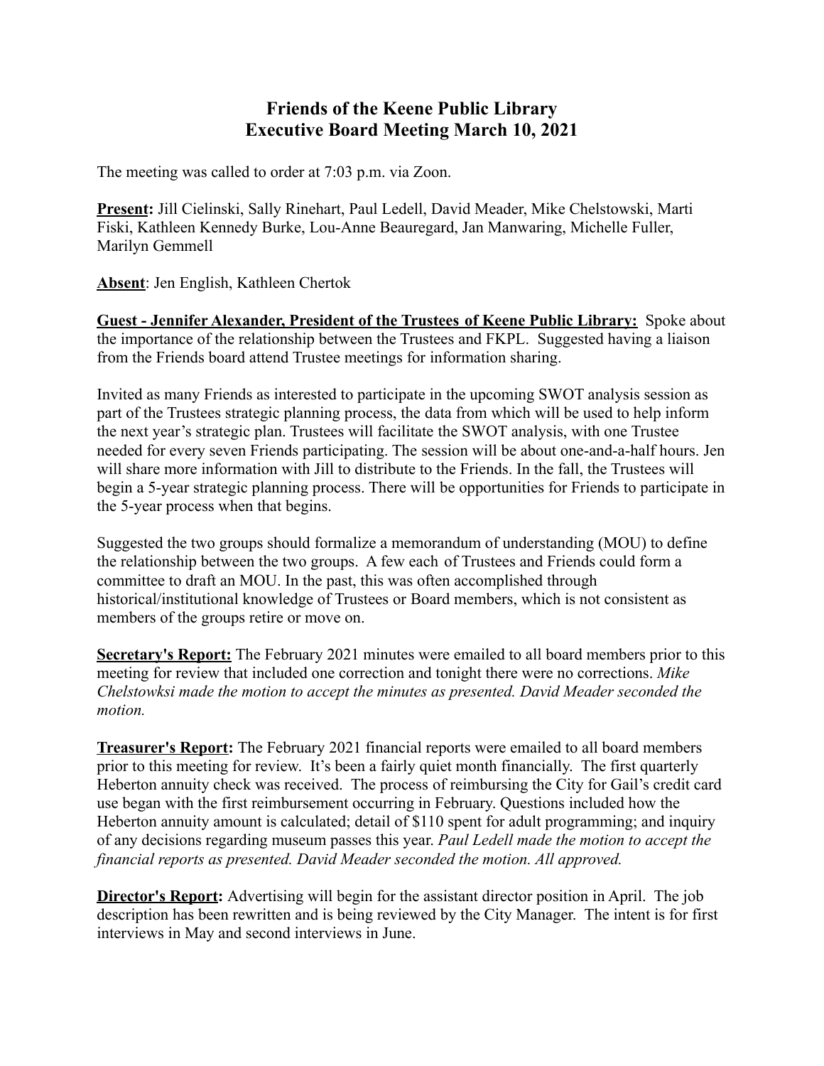# Friends of the Keene Public Library
# Executive Board Meeting March 10, 2021

The meeting was called to order at 7:03 p.m. via Zoon.

**Present:** Jill Cielinski, Sally Rinehart, Paul Ledell, David Meader, Mike Chelstowski, Marti Fiski, Kathleen Kennedy Burke, Lou-Anne Beauregard, Jan Manwaring, Michelle Fuller, Marilyn Gemmell

**Absent**: Jen English, Kathleen Chertok

**Guest - Jennifer Alexander, President of the Trustees of Keene Public Library:** Spoke about the importance of the relationship between the Trustees and FKPL. Suggested having a liaison from the Friends board attend Trustee meetings for information sharing.

Invited as many Friends as interested to participate in the upcoming SWOT analysis session as part of the Trustees strategic planning process, the data from which will be used to help inform the next year's strategic plan. Trustees will facilitate the SWOT analysis, with one Trustee needed for every seven Friends participating. The session will be about one-and-a-half hours. Jen will share more information with Jill to distribute to the Friends. In the fall, the Trustees will begin a 5-year strategic planning process. There will be opportunities for Friends to participate in the 5-year process when that begins.

Suggested the two groups should formalize a memorandum of understanding (MOU) to define the relationship between the two groups. A few each of Trustees and Friends could form a committee to draft an MOU. In the past, this was often accomplished through historical/institutional knowledge of Trustees or Board members, which is not consistent as members of the groups retire or move on.

**Secretary's Report:** The February 2021 minutes were emailed to all board members prior to this meeting for review that included one correction and tonight there were no corrections. *Mike Chelstowksi made the motion to accept the minutes as presented. David Meader seconded the motion.*

**Treasurer's Report:** The February 2021 financial reports were emailed to all board members prior to this meeting for review. It's been a fairly quiet month financially. The first quarterly Heberton annuity check was received. The process of reimbursing the City for Gail's credit card use began with the first reimbursement occurring in February. Questions included how the Heberton annuity amount is calculated; detail of $110 spent for adult programming; and inquiry of any decisions regarding museum passes this year. *Paul Ledell made the motion to accept the financial reports as presented. David Meader seconded the motion. All approved.*

**Director's Report:** Advertising will begin for the assistant director position in April. The job description has been rewritten and is being reviewed by the City Manager. The intent is for first interviews in May and second interviews in June.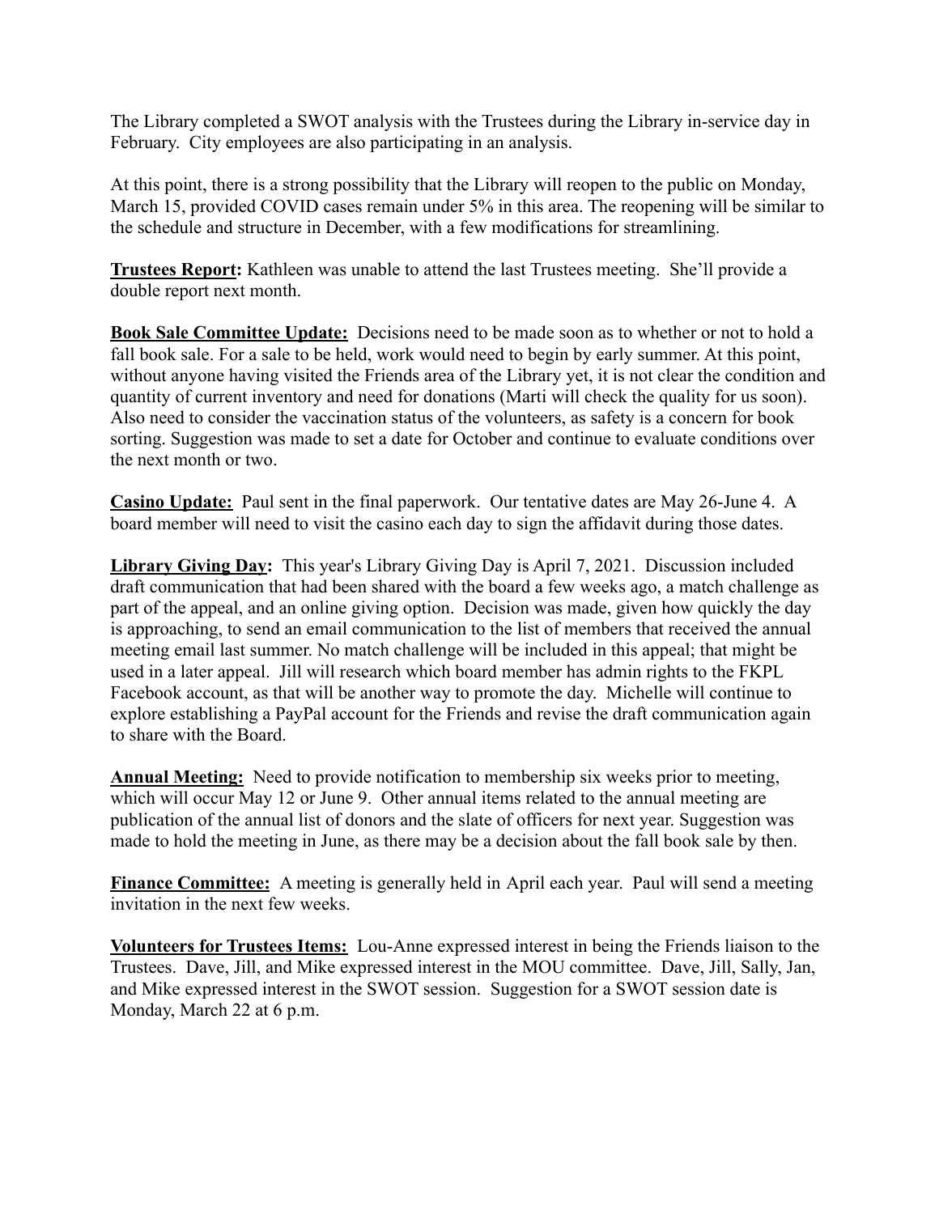The Library completed a SWOT analysis with the Trustees during the Library in-service day in February. City employees are also participating in an analysis.

At this point, there is a strong possibility that the Library will reopen to the public on Monday, March 15, provided COVID cases remain under 5% in this area. The reopening will be similar to the schedule and structure in December, with a few modifications for streamlining.

**Trustees Report:** Kathleen was unable to attend the last Trustees meeting. She'll provide a double report next month.

**Book Sale Committee Update:** Decisions need to be made soon as to whether or not to hold a fall book sale. For a sale to be held, work would need to begin by early summer. At this point, without anyone having visited the Friends area of the Library yet, it is not clear the condition and quantity of current inventory and need for donations (Marti will check the quality for us soon). Also need to consider the vaccination status of the volunteers, as safety is a concern for book sorting. Suggestion was made to set a date for October and continue to evaluate conditions over the next month or two.

**Casino Update:** Paul sent in the final paperwork. Our tentative dates are May 26-June 4. A board member will need to visit the casino each day to sign the affidavit during those dates.

**Library Giving Day:** This year's Library Giving Day is April 7, 2021. Discussion included draft communication that had been shared with the board a few weeks ago, a match challenge as part of the appeal, and an online giving option. Decision was made, given how quickly the day is approaching, to send an email communication to the list of members that received the annual meeting email last summer. No match challenge will be included in this appeal; that might be used in a later appeal. Jill will research which board member has admin rights to the FKPL Facebook account, as that will be another way to promote the day. Michelle will continue to explore establishing a PayPal account for the Friends and revise the draft communication again to share with the Board.

**Annual Meeting:** Need to provide notification to membership six weeks prior to meeting, which will occur May 12 or June 9. Other annual items related to the annual meeting are publication of the annual list of donors and the slate of officers for next year. Suggestion was made to hold the meeting in June, as there may be a decision about the fall book sale by then.

**Finance Committee:** A meeting is generally held in April each year. Paul will send a meeting invitation in the next few weeks.

**Volunteers for Trustees Items:** Lou-Anne expressed interest in being the Friends liaison to the Trustees. Dave, Jill, and Mike expressed interest in the MOU committee. Dave, Jill, Sally, Jan, and Mike expressed interest in the SWOT session. Suggestion for a SWOT session date is Monday, March 22 at 6 p.m.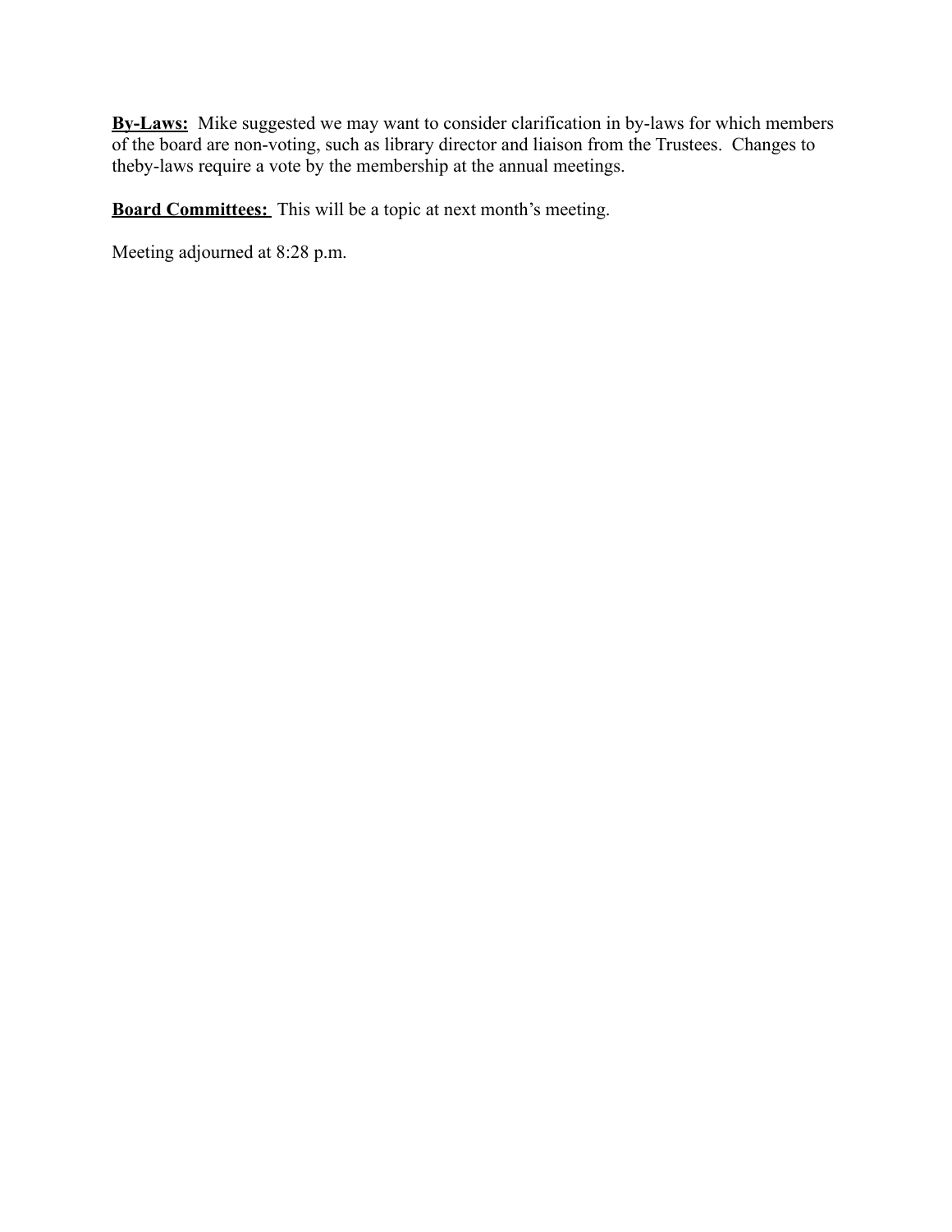**By-Laws:** Mike suggested we may want to consider clarification in by-laws for which members of the board are non-voting, such as library director and liaison from the Trustees. Changes to theby-laws require a vote by the membership at the annual meetings.

**Board Committees:** This will be a topic at next month's meeting.

Meeting adjourned at 8:28 p.m.